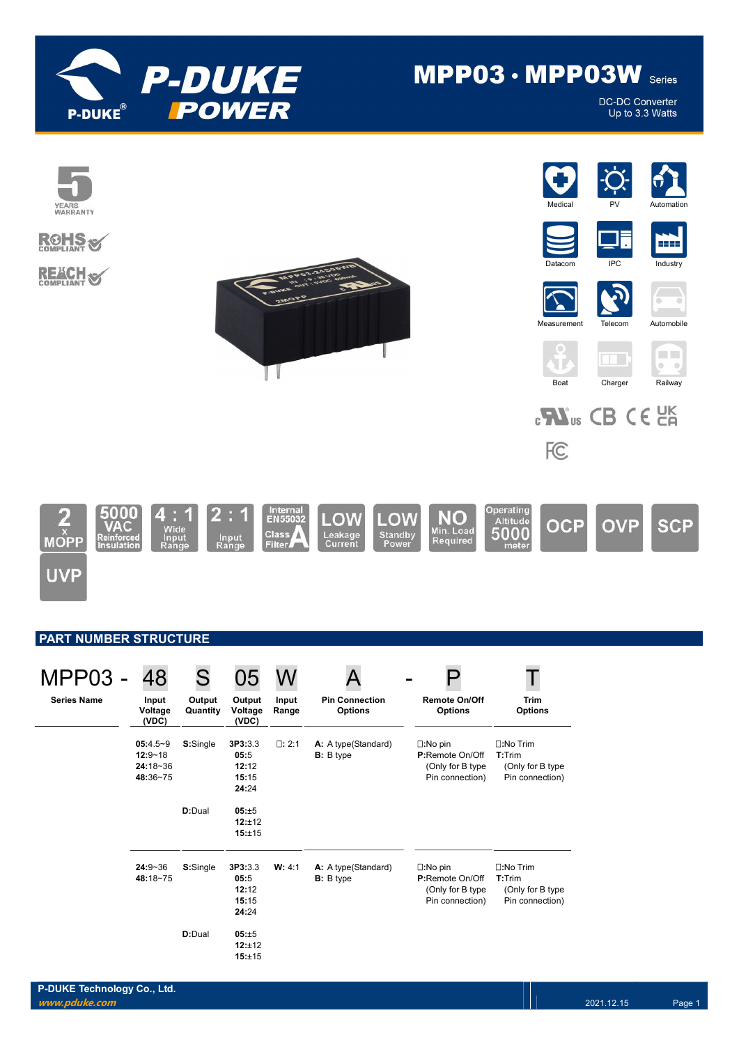# MPP03 · MPP03W Series

DC-DC Converter
Up to 3.3 Watts

Medical, PV, Automation, Datacom, IPC, Industry, Measurement, Telecom, Automobile, Boat, Charger, Railway

2 x MOPP | 5000 VAC Reinforced Insulation | 4 : 1 Wide Input Range | 2 : 1 Input Range | Internal EN55032 Class A Filter | LOW Leakage Current | LOW Standby Power | NO Min. Load Required | Operating Altitude 5000 meter | OCP | OVP | SCP | UVP

## PART NUMBER STRUCTURE

MPP03 - 48 S 05 W A - P T

| Series Name | Input Voltage (VDC) | Output Quantity | Output Voltage (VDC) | Input Range | Pin Connection Options | Remote On/Off Options | Trim Options |
|---|---|---|---|---|---|---|---|
| MPP03 | 48 | S | 05 | W | A | P | T |
| | **05**:4.5~9<br>**12**:9~18<br>**24**:18~36<br>**48**:36~75 | **S**:Single | **3P3**:3.3<br>**05**:5<br>**12**:12<br>**15**:15<br>**24**:24 | ☐: 2:1 | **A:** A type(Standard)<br>**B:** B type | ☐:No pin<br>**P**:Remote On/Off<br>(Only for B type Pin connection) | ☐:No Trim<br>**T**:Trim<br>(Only for B type Pin connection) |
| | | **D**:Dual | **05**:±5<br>**12**:±12<br>**15**:±15 | | | | |
| | **24**:9~36<br>**48**:18~75 | **S**:Single | **3P3**:3.3<br>**05**:5<br>**12**:12<br>**15**:15<br>**24**:24 | **W:** 4:1 | **A:** A type(Standard)<br>**B:** B type | ☐:No pin<br>**P**:Remote On/Off<br>(Only for B type Pin connection) | ☐:No Trim<br>**T**:Trim<br>(Only for B type Pin connection) |
| | | **D**:Dual | **05**:±5<br>**12**:±12<br>**15**:±15 | | | | |

P-DUKE Technology Co., Ltd.
*www.pduke.com*
2021.12.15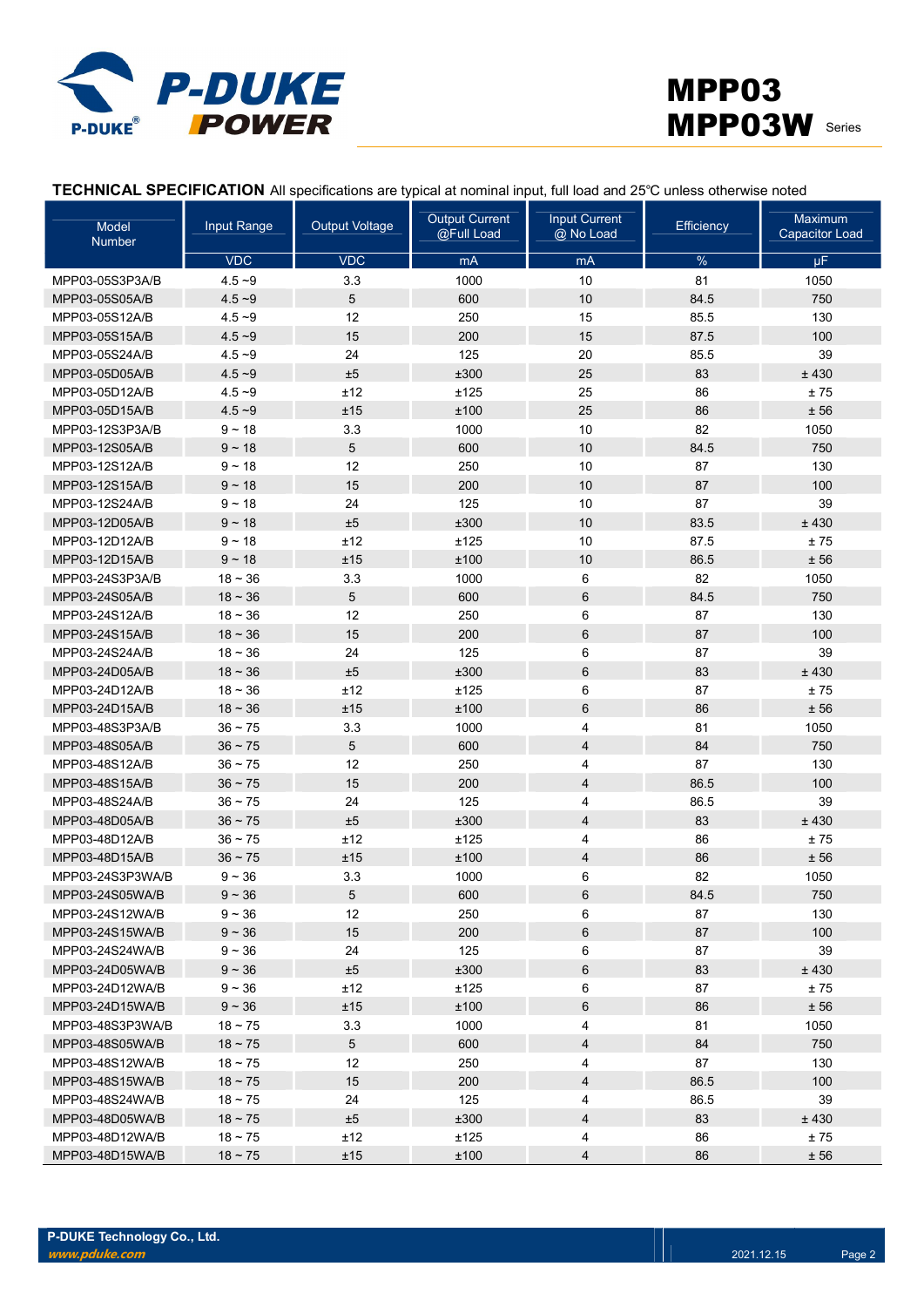**TECHNICAL SPECIFICATION** All specifications are typical at nominal input, full load and 25℃ unless otherwise noted

| Model Number | Input Range | Output Voltage | Output Current @Full Load | Input Current @ No Load | Efficiency | Maximum Capacitor Load |
|---|---|---|---|---|---|---|
| | VDC | VDC | mA | mA | % | µF |
| MPP03-05S3P3A/B | 4.5 ~9 | 3.3 | 1000 | 10 | 81 | 1050 |
| MPP03-05S05A/B | 4.5 ~9 | 5 | 600 | 10 | 84.5 | 750 |
| MPP03-05S12A/B | 4.5 ~9 | 12 | 250 | 15 | 85.5 | 130 |
| MPP03-05S15A/B | 4.5 ~9 | 15 | 200 | 15 | 87.5 | 100 |
| MPP03-05S24A/B | 4.5 ~9 | 24 | 125 | 20 | 85.5 | 39 |
| MPP03-05D05A/B | 4.5 ~9 | ±5 | ±300 | 25 | 83 | ± 430 |
| MPP03-05D12A/B | 4.5 ~9 | ±12 | ±125 | 25 | 86 | ± 75 |
| MPP03-05D15A/B | 4.5 ~9 | ±15 | ±100 | 25 | 86 | ± 56 |
| MPP03-12S3P3A/B | 9 ~ 18 | 3.3 | 1000 | 10 | 82 | 1050 |
| MPP03-12S05A/B | 9 ~ 18 | 5 | 600 | 10 | 84.5 | 750 |
| MPP03-12S12A/B | 9 ~ 18 | 12 | 250 | 10 | 87 | 130 |
| MPP03-12S15A/B | 9 ~ 18 | 15 | 200 | 10 | 87 | 100 |
| MPP03-12S24A/B | 9 ~ 18 | 24 | 125 | 10 | 87 | 39 |
| MPP03-12D05A/B | 9 ~ 18 | ±5 | ±300 | 10 | 83.5 | ± 430 |
| MPP03-12D12A/B | 9 ~ 18 | ±12 | ±125 | 10 | 87.5 | ± 75 |
| MPP03-12D15A/B | 9 ~ 18 | ±15 | ±100 | 10 | 86.5 | ± 56 |
| MPP03-24S3P3A/B | 18 ~ 36 | 3.3 | 1000 | 6 | 82 | 1050 |
| MPP03-24S05A/B | 18 ~ 36 | 5 | 600 | 6 | 84.5 | 750 |
| MPP03-24S12A/B | 18 ~ 36 | 12 | 250 | 6 | 87 | 130 |
| MPP03-24S15A/B | 18 ~ 36 | 15 | 200 | 6 | 87 | 100 |
| MPP03-24S24A/B | 18 ~ 36 | 24 | 125 | 6 | 87 | 39 |
| MPP03-24D05A/B | 18 ~ 36 | ±5 | ±300 | 6 | 83 | ± 430 |
| MPP03-24D12A/B | 18 ~ 36 | ±12 | ±125 | 6 | 87 | ± 75 |
| MPP03-24D15A/B | 18 ~ 36 | ±15 | ±100 | 6 | 86 | ± 56 |
| MPP03-48S3P3A/B | 36 ~ 75 | 3.3 | 1000 | 4 | 81 | 1050 |
| MPP03-48S05A/B | 36 ~ 75 | 5 | 600 | 4 | 84 | 750 |
| MPP03-48S12A/B | 36 ~ 75 | 12 | 250 | 4 | 87 | 130 |
| MPP03-48S15A/B | 36 ~ 75 | 15 | 200 | 4 | 86.5 | 100 |
| MPP03-48S24A/B | 36 ~ 75 | 24 | 125 | 4 | 86.5 | 39 |
| MPP03-48D05A/B | 36 ~ 75 | ±5 | ±300 | 4 | 83 | ± 430 |
| MPP03-48D12A/B | 36 ~ 75 | ±12 | ±125 | 4 | 86 | ± 75 |
| MPP03-48D15A/B | 36 ~ 75 | ±15 | ±100 | 4 | 86 | ± 56 |
| MPP03-24S3P3WA/B | 9 ~ 36 | 3.3 | 1000 | 6 | 82 | 1050 |
| MPP03-24S05WA/B | 9 ~ 36 | 5 | 600 | 6 | 84.5 | 750 |
| MPP03-24S12WA/B | 9 ~ 36 | 12 | 250 | 6 | 87 | 130 |
| MPP03-24S15WA/B | 9 ~ 36 | 15 | 200 | 6 | 87 | 100 |
| MPP03-24S24WA/B | 9 ~ 36 | 24 | 125 | 6 | 87 | 39 |
| MPP03-24D05WA/B | 9 ~ 36 | ±5 | ±300 | 6 | 83 | ± 430 |
| MPP03-24D12WA/B | 9 ~ 36 | ±12 | ±125 | 6 | 87 | ± 75 |
| MPP03-24D15WA/B | 9 ~ 36 | ±15 | ±100 | 6 | 86 | ± 56 |
| MPP03-48S3P3WA/B | 18 ~ 75 | 3.3 | 1000 | 4 | 81 | 1050 |
| MPP03-48S05WA/B | 18 ~ 75 | 5 | 600 | 4 | 84 | 750 |
| MPP03-48S12WA/B | 18 ~ 75 | 12 | 250 | 4 | 87 | 130 |
| MPP03-48S15WA/B | 18 ~ 75 | 15 | 200 | 4 | 86.5 | 100 |
| MPP03-48S24WA/B | 18 ~ 75 | 24 | 125 | 4 | 86.5 | 39 |
| MPP03-48D05WA/B | 18 ~ 75 | ±5 | ±300 | 4 | 83 | ± 430 |
| MPP03-48D12WA/B | 18 ~ 75 | ±12 | ±125 | 4 | 86 | ± 75 |
| MPP03-48D15WA/B | 18 ~ 75 | ±15 | ±100 | 4 | 86 | ± 56 |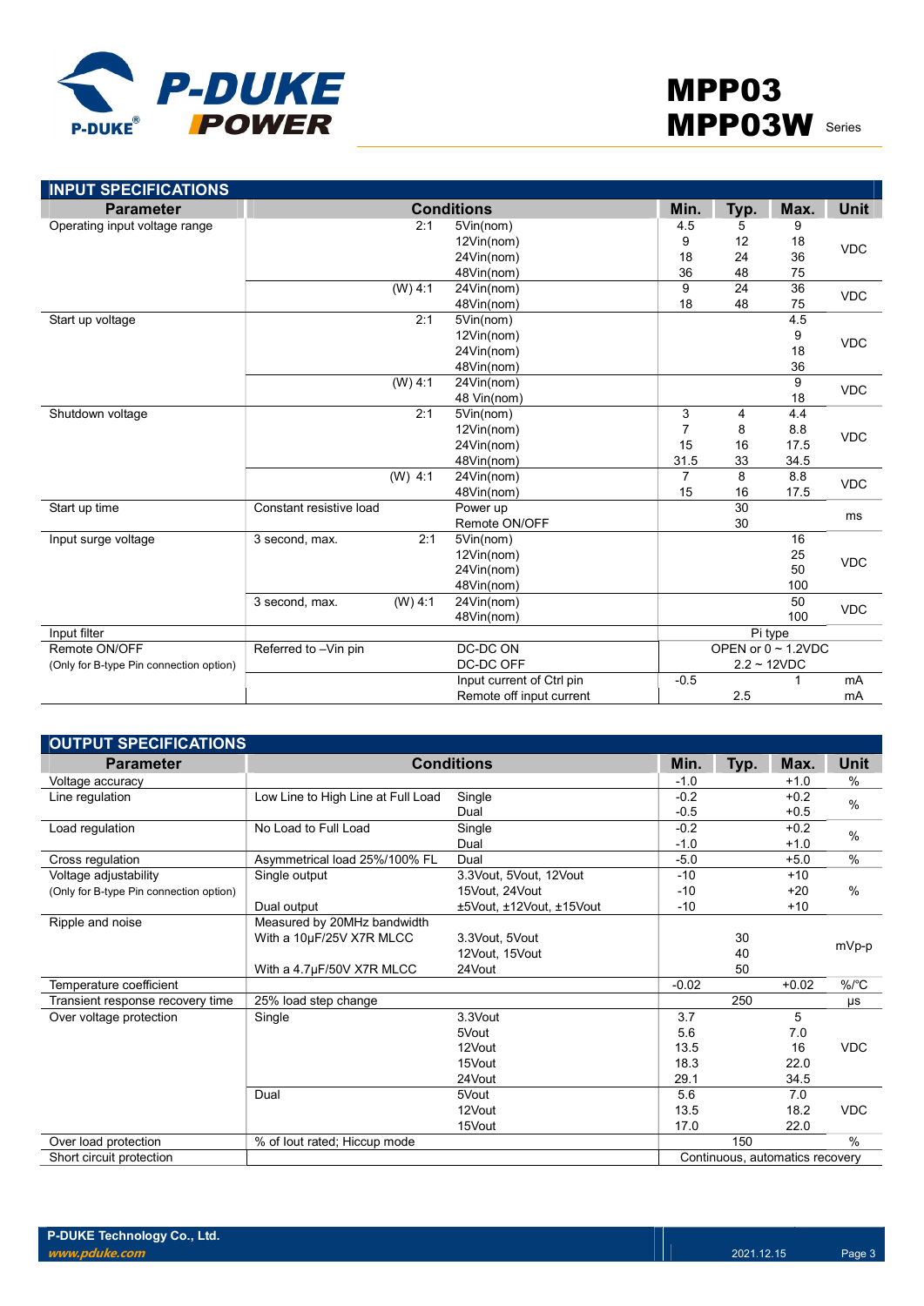## INPUT SPECIFICATIONS

| Parameter | Conditions | | | Min. | Typ. | Max. | Unit |
|---|---|---|---|---|---|---|---|
| Operating input voltage range | | 2:1 | 5Vin(nom) | 4.5 | 5 | 9 | VDC |
| | | | 12Vin(nom) | 9 | 12 | 18 | |
| | | | 24Vin(nom) | 18 | 24 | 36 | |
| | | | 48Vin(nom) | 36 | 48 | 75 | |
| | | (W) 4:1 | 24Vin(nom) | 9 | 24 | 36 | VDC |
| | | | 48Vin(nom) | 18 | 48 | 75 | |
| Start up voltage | | 2:1 | 5Vin(nom) | | | 4.5 | VDC |
| | | | 12Vin(nom) | | | 9 | |
| | | | 24Vin(nom) | | | 18 | |
| | | | 48Vin(nom) | | | 36 | |
| | | (W) 4:1 | 24Vin(nom) | | | 9 | VDC |
| | | | 48 Vin(nom) | | | 18 | |
| Shutdown voltage | | 2:1 | 5Vin(nom) | 3 | 4 | 4.4 | VDC |
| | | | 12Vin(nom) | 7 | 8 | 8.8 | |
| | | | 24Vin(nom) | 15 | 16 | 17.5 | |
| | | | 48Vin(nom) | 31.5 | 33 | 34.5 | |
| | | (W) 4:1 | 24Vin(nom) | 7 | 8 | 8.8 | VDC |
| | | | 48Vin(nom) | 15 | 16 | 17.5 | |
| Start up time | Constant resistive load | | Power up | | 30 | | ms |
| | | | Remote ON/OFF | | 30 | | |
| Input surge voltage | 3 second, max. | 2:1 | 5Vin(nom) | | | 16 | VDC |
| | | | 12Vin(nom) | | | 25 | |
| | | | 24Vin(nom) | | | 50 | |
| | | | 48Vin(nom) | | | 100 | |
| | 3 second, max. | (W) 4:1 | 24Vin(nom) | | | 50 | VDC |
| | | | 48Vin(nom) | | | 100 | |
| Input filter | | | | Pi type | | | |
| Remote ON/OFF (Only for B-type Pin connection option) | Referred to –Vin pin | | DC-DC ON | OPEN or 0 ~ 1.2VDC | | | |
| | | | DC-DC OFF | 2.2 ~ 12VDC | | | |
| | | | Input current of Ctrl pin | -0.5 | | 1 | mA |
| | | | Remote off input current | | 2.5 | | mA |

## OUTPUT SPECIFICATIONS

| Parameter | Conditions | | Min. | Typ. | Max. | Unit |
|---|---|---|---|---|---|---|
| Voltage accuracy | | | -1.0 | | +1.0 | % |
| Line regulation | Low Line to High Line at Full Load | Single | -0.2 | | +0.2 | % |
| | | Dual | -0.5 | | +0.5 | |
| Load regulation | No Load to Full Load | Single | -0.2 | | +0.2 | % |
| | | Dual | -1.0 | | +1.0 | |
| Cross regulation | Asymmetrical load 25%/100% FL | Dual | -5.0 | | +5.0 | % |
| Voltage adjustability (Only for B-type Pin connection option) | Single output | 3.3Vout, 5Vout, 12Vout | -10 | | +10 | % |
| | | 15Vout, 24Vout | -10 | | +20 | |
| | Dual output | ±5Vout, ±12Vout, ±15Vout | -10 | | +10 | |
| Ripple and noise | Measured by 20MHz bandwidth | | | | | mVp-p |
| | With a 10μF/25V X7R MLCC | 3.3Vout, 5Vout | | 30 | | |
| | | 12Vout, 15Vout | | 40 | | |
| | With a 4.7μF/50V X7R MLCC | 24Vout | | 50 | | |
| Temperature coefficient | | | -0.02 | | +0.02 | %/°C |
| Transient response recovery time | 25% load step change | | | 250 | | μs |
| Over voltage protection | Single | 3.3Vout | 3.7 | | 5 | VDC |
| | | 5Vout | 5.6 | | 7.0 | |
| | | 12Vout | 13.5 | | 16 | |
| | | 15Vout | 18.3 | | 22.0 | |
| | | 24Vout | 29.1 | | 34.5 | |
| | Dual | 5Vout | 5.6 | | 7.0 | VDC |
| | | 12Vout | 13.5 | | 18.2 | |
| | | 15Vout | 17.0 | | 22.0 | |
| Over load protection | % of Iout rated; Hiccup mode | | | 150 | | % |
| Short circuit protection | | | Continuous, automatics recovery | | | |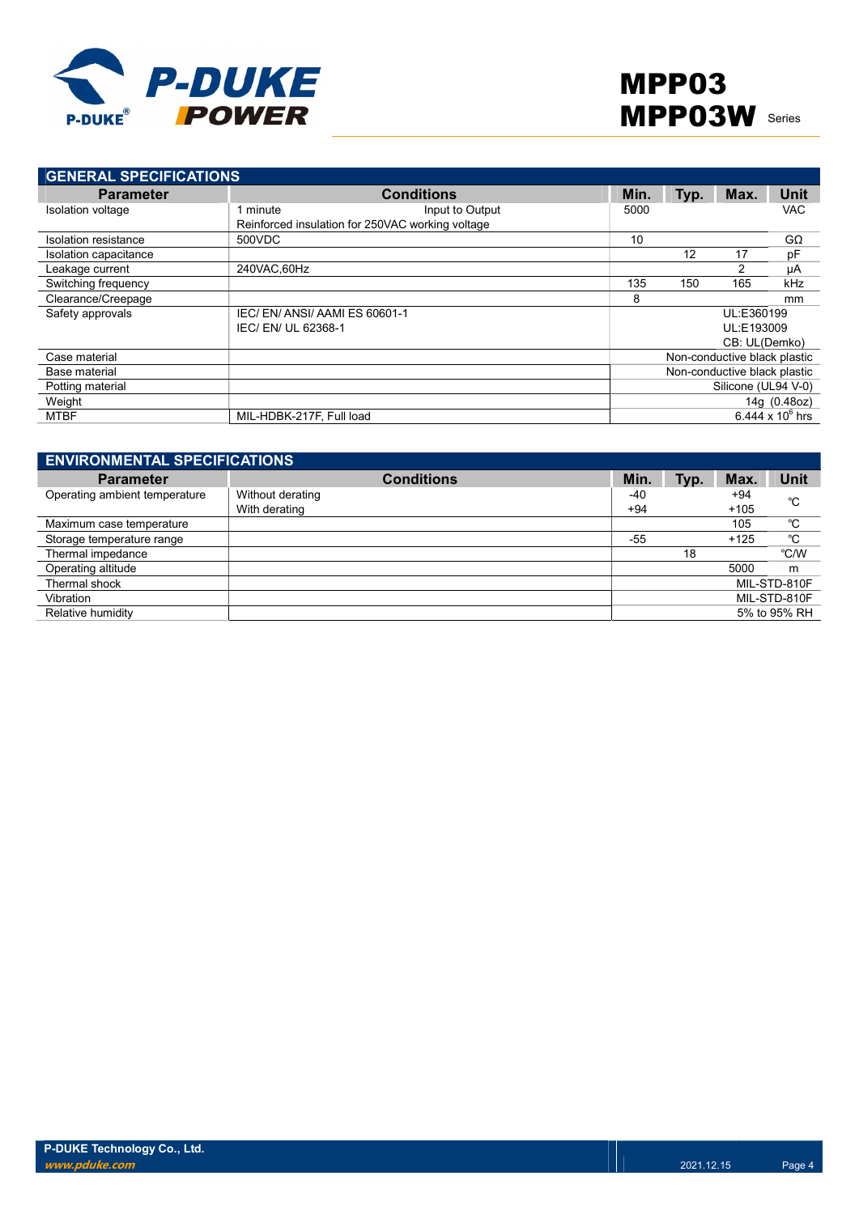## GENERAL SPECIFICATIONS

| Parameter | Conditions | Min. | Typ. | Max. | Unit |
|---|---|---|---|---|---|
| Isolation voltage | 1 minute Input to Output<br>Reinforced insulation for 250VAC working voltage | 5000 | | | VAC |
| Isolation resistance | 500VDC | 10 | | | GΩ |
| Isolation capacitance | | | 12 | 17 | pF |
| Leakage current | 240VAC,60Hz | | | 2 | μA |
| Switching frequency | | 135 | 150 | 165 | kHz |
| Clearance/Creepage | | 8 | | | mm |
| Safety approvals | IEC/ EN/ ANSI/ AAMI ES 60601-1<br>IEC/ EN/ UL 62368-1 | | | | UL:E360199<br>UL:E193009<br>CB: UL(Demko) |
| Case material | | | | | Non-conductive black plastic |
| Base material | | | | | Non-conductive black plastic |
| Potting material | | | | | Silicone (UL94 V-0) |
| Weight | | | | | 14g (0.48oz) |
| MTBF | MIL-HDBK-217F, Full load | | | | $6.444 \times 10^6$ hrs |

## ENVIRONMENTAL SPECIFICATIONS

| Parameter | Conditions | Min. | Typ. | Max. | Unit |
|---|---|---|---|---|---|
| Operating ambient temperature | Without derating<br>With derating | -40<br>+94 | | +94<br>+105 | ℃ |
| Maximum case temperature | | | | 105 | ℃ |
| Storage temperature range | | -55 | | +125 | ℃ |
| Thermal impedance | | | 18 | | ℃/W |
| Operating altitude | | | | 5000 | m |
| Thermal shock | | | | | MIL-STD-810F |
| Vibration | | | | | MIL-STD-810F |
| Relative humidity | | | | | 5% to 95% RH |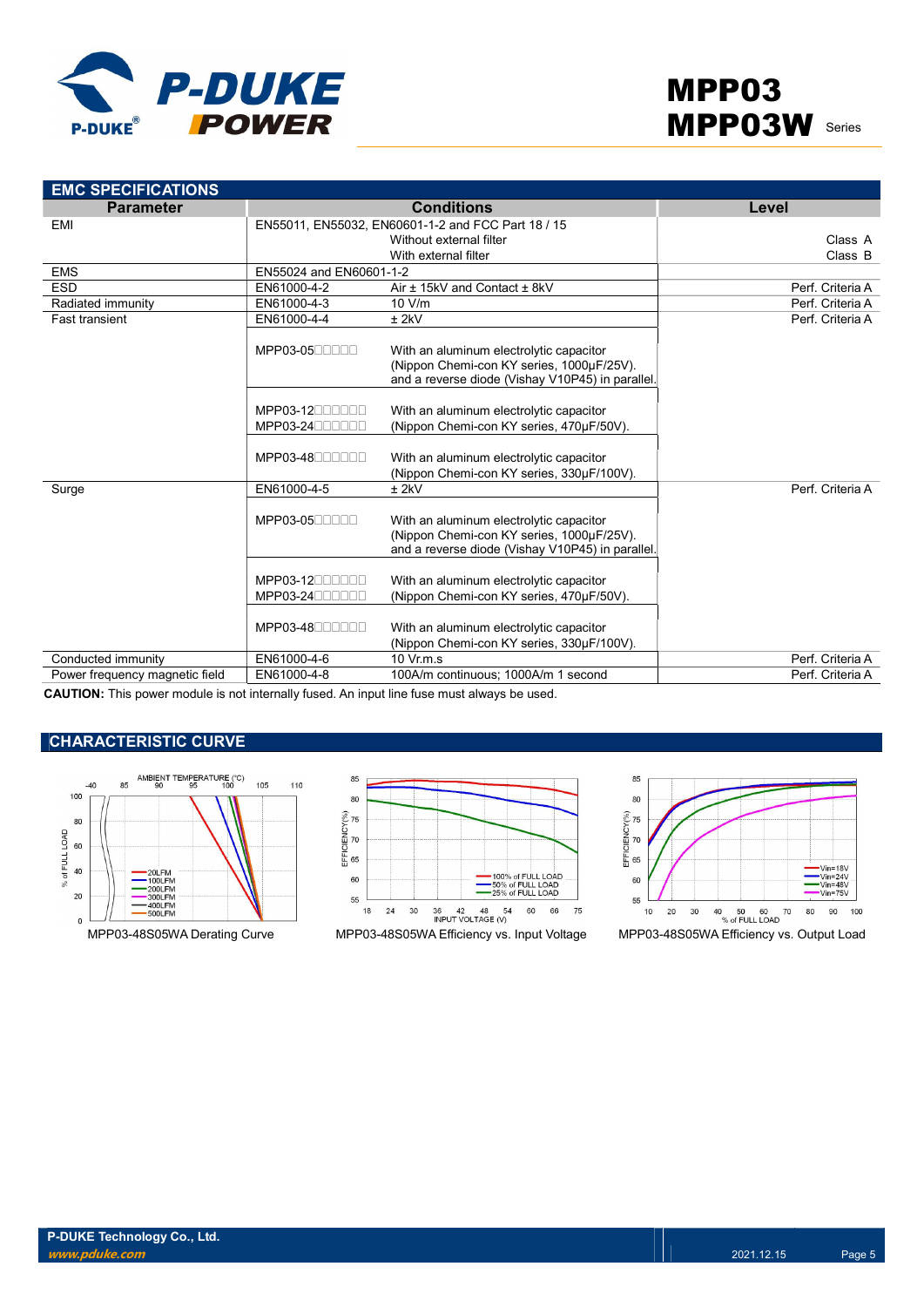## EMC SPECIFICATIONS

| Parameter | Conditions | | Level |
|---|---|---|---|
| EMI | EN55011, EN55032, EN60601-1-2 and FCC Part 18 / 15 | | |
| | | Without external filter | Class A |
| | | With external filter | Class B |
| EMS | EN55024 and EN60601-1-2 | | |
| ESD | EN61000-4-2 | Air ± 15kV and Contact ± 8kV | Perf. Criteria A |
| Radiated immunity | EN61000-4-3 | 10 V/m | Perf. Criteria A |
| Fast transient | EN61000-4-4 | ± 2kV | Perf. Criteria A |
| | MPP03-05□□□□□ | With an aluminum electrolytic capacitor (Nippon Chemi-con KY series, 1000µF/25V). and a reverse diode (Vishay V10P45) in parallel. | |
| | MPP03-12□□□□□□ MPP03-24□□□□□□ | With an aluminum electrolytic capacitor (Nippon Chemi-con KY series, 470µF/50V). | |
| | MPP03-48□□□□□□ | With an aluminum electrolytic capacitor (Nippon Chemi-con KY series, 330µF/100V). | |
| Surge | EN61000-4-5 | ± 2kV | Perf. Criteria A |
| | MPP03-05□□□□□ | With an aluminum electrolytic capacitor (Nippon Chemi-con KY series, 1000µF/25V). and a reverse diode (Vishay V10P45) in parallel. | |
| | MPP03-12□□□□□□ MPP03-24□□□□□□ | With an aluminum electrolytic capacitor (Nippon Chemi-con KY series, 470µF/50V). | |
| | MPP03-48□□□□□□ | With an aluminum electrolytic capacitor (Nippon Chemi-con KY series, 330µF/100V). | |
| Conducted immunity | EN61000-4-6 | 10 Vr.m.s | Perf. Criteria A |
| Power frequency magnetic field | EN61000-4-8 | 100A/m continuous; 1000A/m 1 second | Perf. Criteria A |

**CAUTION:** This power module is not internally fused. An input line fuse must always be used.

## CHARACTERISTIC CURVE

MPP03-48S05WA Derating Curve

MPP03-48S05WA Efficiency vs. Input Voltage

MPP03-48S05WA Efficiency vs. Output Load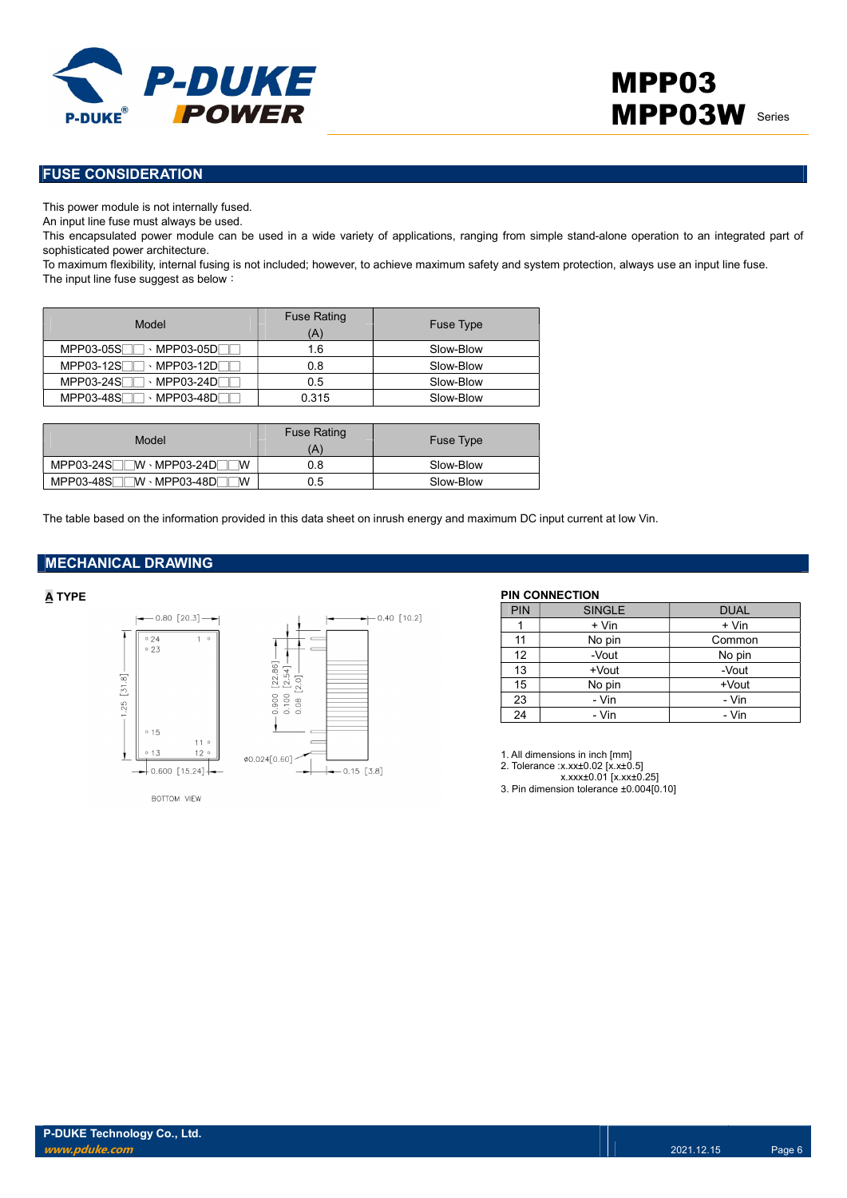## FUSE CONSIDERATION

This power module is not internally fused.
An input line fuse must always be used.
This encapsulated power module can be used in a wide variety of applications, ranging from simple stand-alone operation to an integrated part of sophisticated power architecture.
To maximum flexibility, internal fusing is not included; however, to achieve maximum safety and system protection, always use an input line fuse.
The input line fuse suggest as below：

| Model | Fuse Rating (A) | Fuse Type |
|---|---|---|
| MPP03-05S□□、MPP03-05D□□ | 1.6 | Slow-Blow |
| MPP03-12S□□、MPP03-12D□□ | 0.8 | Slow-Blow |
| MPP03-24S□□、MPP03-24D□□ | 0.5 | Slow-Blow |
| MPP03-48S□□、MPP03-48D□□ | 0.315 | Slow-Blow |

| Model | Fuse Rating (A) | Fuse Type |
|---|---|---|
| MPP03-24S□□W、MPP03-24D□□W | 0.8 | Slow-Blow |
| MPP03-48S□□W、MPP03-48D□□W | 0.5 | Slow-Blow |

The table based on the information provided in this data sheet on inrush energy and maximum DC input current at low Vin.

## MECHANICAL DRAWING

### A TYPE

0.80 [20.3]
0.40 [10.2]
1.25 [31.8]
0.900 [22.86]
0.100 [2.54]
0.08 [2.0]
ø0.024[0.60]
0.600 [15.24]
0.15 [3.8]
BOTTOM VIEW

**PIN CONNECTION**

| PIN | SINGLE | DUAL |
|---|---|---|
| 1 | + Vin | + Vin |
| 11 | No pin | Common |
| 12 | -Vout | No pin |
| 13 | +Vout | -Vout |
| 15 | No pin | +Vout |
| 23 | - Vin | - Vin |
| 24 | - Vin | - Vin |

1. All dimensions in inch [mm]
2. Tolerance :x.xx±0.02 [x.x±0.5]
   x.xxx±0.01 [x.xx±0.25]
3. Pin dimension tolerance ±0.004[0.10]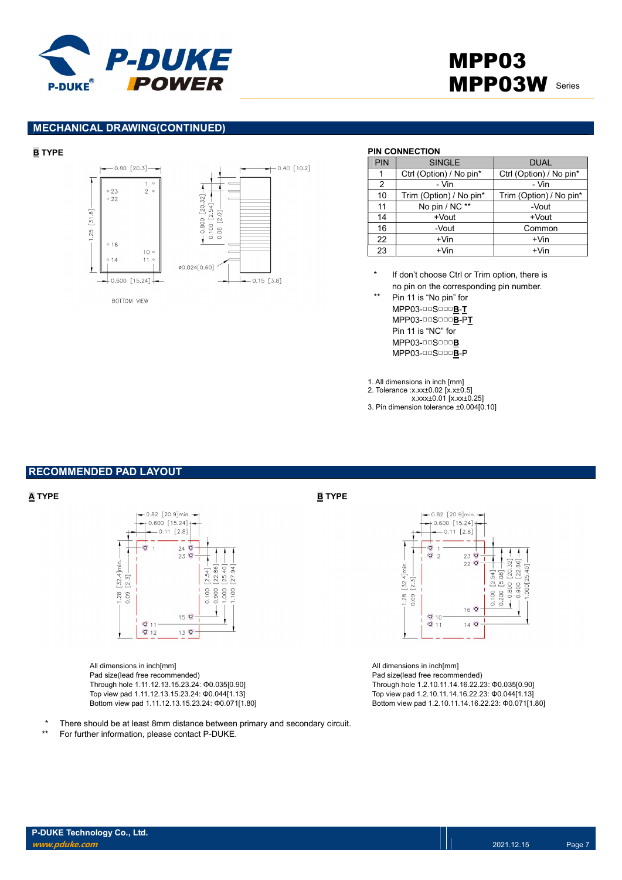## MECHANICAL DRAWING(CONTINUED)

**B** TYPE

**PIN CONNECTION**

| PIN | SINGLE | DUAL |
|---|---|---|
| 1 | Ctrl (Option) / No pin* | Ctrl (Option) / No pin* |
| 2 | - Vin | - Vin |
| 10 | Trim (Option) / No pin* | Trim (Option) / No pin* |
| 11 | No pin / NC ** | -Vout |
| 14 | +Vout | +Vout |
| 16 | -Vout | Common |
| 22 | +Vin | +Vin |
| 23 | +Vin | +Vin |

\* If don't choose Ctrl or Trim option, there is no pin on the corresponding pin number.

** Pin 11 is "No pin" for
MPP03-□□S□□□**B**-**T**
MPP03-□□S□□□**B**-P**T**
Pin 11 is "NC" for
MPP03-□□S□□□**B**
MPP03-□□S□□□**B**-P

1. All dimensions in inch [mm]
2. Tolerance :x.xx±0.02 [x.x±0.5]
   x.xxx±0.01 [x.xx±0.25]
3. Pin dimension tolerance ±0.004[0.10]

## RECOMMENDED PAD LAYOUT

**A** TYPE

All dimensions in inch[mm]
Pad size(lead free recommended)
Through hole 1.11.12.13.15.23.24: Φ0.035[0.90]
Top view pad 1.11.12.13.15.23.24: Φ0.044[1.13]
Bottom view pad 1.11.12.13.15.23.24: Φ0.071[1.80]

**B** TYPE

All dimensions in inch[mm]
Pad size(lead free recommended)
Through hole 1.2.10.11.14.16.22.23: Φ0.035[0.90]
Top view pad 1.2.10.11.14.16.22.23: Φ0.044[1.13]
Bottom view pad 1.2.10.11.14.16.22.23: Φ0.071[1.80]

\* There should be at least 8mm distance between primary and secondary circuit.

** For further information, please contact P-DUKE.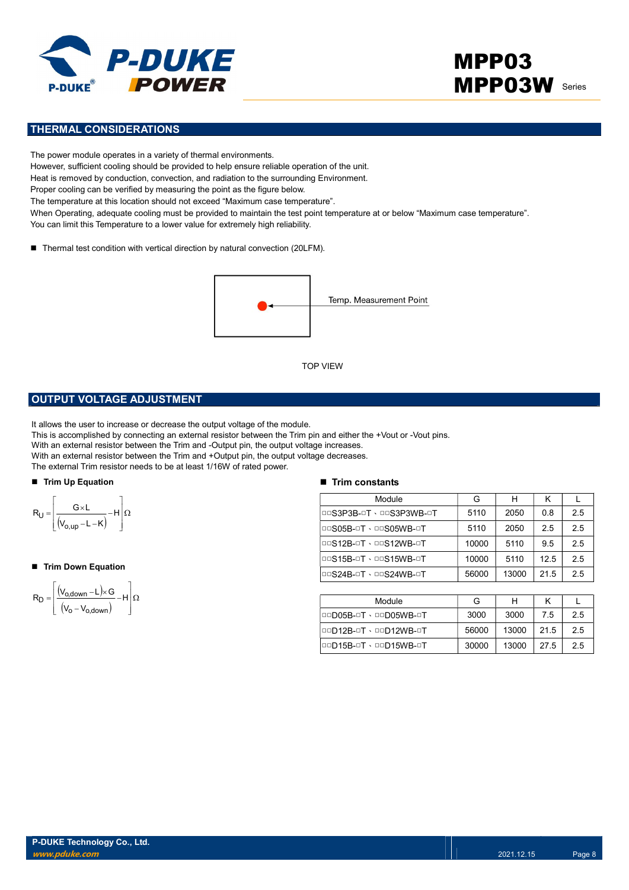## THERMAL CONSIDERATIONS

The power module operates in a variety of thermal environments.
However, sufficient cooling should be provided to help ensure reliable operation of the unit.
Heat is removed by conduction, convection, and radiation to the surrounding Environment.
Proper cooling can be verified by measuring the point as the figure below.
The temperature at this location should not exceed "Maximum case temperature".
When Operating, adequate cooling must be provided to maintain the test point temperature at or below "Maximum case temperature".
You can limit this Temperature to a lower value for extremely high reliability.

- Thermal test condition with vertical direction by natural convection (20LFM).

Temp. Measurement Point

TOP VIEW

## OUTPUT VOLTAGE ADJUSTMENT

It allows the user to increase or decrease the output voltage of the module.
This is accomplished by connecting an external resistor between the Trim pin and either the +Vout or -Vout pins.
With an external resistor between the Trim and -Output pin, the output voltage increases.
With an external resistor between the Trim and +Output pin, the output voltage decreases.
The external Trim resistor needs to be at least 1/16W of rated power.

- **Trim Up Equation**

$$R_U = \left[ \frac{G \times L}{(V_{o,up} - L - K)} - H \right] \Omega$$

- **Trim Down Equation**

$$R_D = \left[ \frac{(V_{o,down} - L) \times G}{(V_o - V_{o,down})} - H \right] \Omega$$

- **Trim constants**

| Module | G | H | K | L |
|---|---|---|---|---|
| □□S3P3B-□T、□□S3P3WB-□T | 5110 | 2050 | 0.8 | 2.5 |
| □□S05B-□T、□□S05WB-□T | 5110 | 2050 | 2.5 | 2.5 |
| □□S12B-□T、□□S12WB-□T | 10000 | 5110 | 9.5 | 2.5 |
| □□S15B-□T、□□S15WB-□T | 10000 | 5110 | 12.5 | 2.5 |
| □□S24B-□T、□□S24WB-□T | 56000 | 13000 | 21.5 | 2.5 |

| Module | G | H | K | L |
|---|---|---|---|---|
| □□D05B-□T、□□D05WB-□T | 3000 | 3000 | 7.5 | 2.5 |
| □□D12B-□T、□□D12WB-□T | 56000 | 13000 | 21.5 | 2.5 |
| □□D15B-□T、□□D15WB-□T | 30000 | 13000 | 27.5 | 2.5 |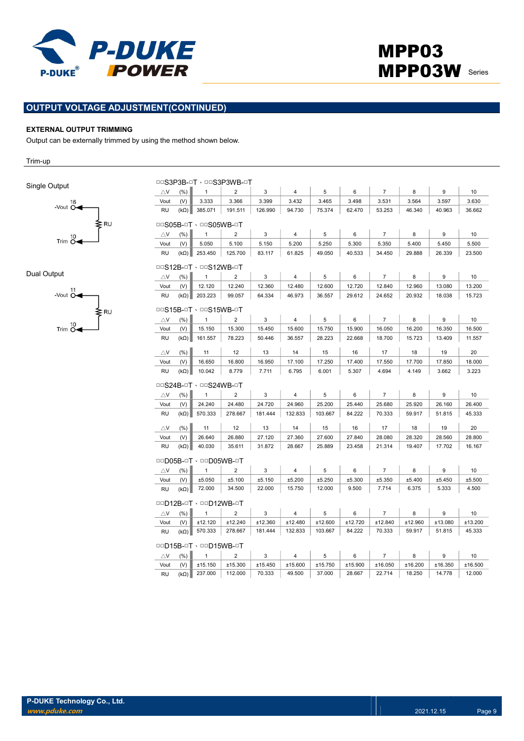## OUTPUT VOLTAGE ADJUSTMENT(CONTINUED)

**EXTERNAL OUTPUT TRIMMING**

Output can be externally trimmed by using the method shown below.

Trim-up

Single Output

-Vout 16, Trim 10, RU

Dual Output

-Vout 11, Trim 10, RU

□□S3P3B-□T、□□S3P3WB-□T

| △V | (%) | 1 | 2 | 3 | 4 | 5 | 6 | 7 | 8 | 9 | 10 |
|---|---|---|---|---|---|---|---|---|---|---|---|
| Vout | (V) | 3.333 | 3.366 | 3.399 | 3.432 | 3.465 | 3.498 | 3.531 | 3.564 | 3.597 | 3.630 |
| RU | (kΩ) | 385.071 | 191.511 | 126.990 | 94.730 | 75.374 | 62.470 | 53.253 | 46.340 | 40.963 | 36.662 |

□□S05B-□T、□□S05WB-□T

| △V | (%) | 1 | 2 | 3 | 4 | 5 | 6 | 7 | 8 | 9 | 10 |
|---|---|---|---|---|---|---|---|---|---|---|---|
| Vout | (V) | 5.050 | 5.100 | 5.150 | 5.200 | 5.250 | 5.300 | 5.350 | 5.400 | 5.450 | 5.500 |
| RU | (kΩ) | 253.450 | 125.700 | 83.117 | 61.825 | 49.050 | 40.533 | 34.450 | 29.888 | 26.339 | 23.500 |

□□S12B-□T、□□S12WB-□T

| △V | (%) | 1 | 2 | 3 | 4 | 5 | 6 | 7 | 8 | 9 | 10 |
|---|---|---|---|---|---|---|---|---|---|---|---|
| Vout | (V) | 12.120 | 12.240 | 12.360 | 12.480 | 12.600 | 12.720 | 12.840 | 12.960 | 13.080 | 13.200 |
| RU | (kΩ) | 203.223 | 99.057 | 64.334 | 46.973 | 36.557 | 29.612 | 24.652 | 20.932 | 18.038 | 15.723 |

□□S15B-□T、□□S15WB-□T

| △V | (%) | 1 | 2 | 3 | 4 | 5 | 6 | 7 | 8 | 9 | 10 |
|---|---|---|---|---|---|---|---|---|---|---|---|
| Vout | (V) | 15.150 | 15.300 | 15.450 | 15.600 | 15.750 | 15.900 | 16.050 | 16.200 | 16.350 | 16.500 |
| RU | (kΩ) | 161.557 | 78.223 | 50.446 | 36.557 | 28.223 | 22.668 | 18.700 | 15.723 | 13.409 | 11.557 |
| △V | (%) | 11 | 12 | 13 | 14 | 15 | 16 | 17 | 18 | 19 | 20 |
| Vout | (V) | 16.650 | 16.800 | 16.950 | 17.100 | 17.250 | 17.400 | 17.550 | 17.700 | 17.850 | 18.000 |
| RU | (kΩ) | 10.042 | 8.779 | 7.711 | 6.795 | 6.001 | 5.307 | 4.694 | 4.149 | 3.662 | 3.223 |

□□S24B-□T、□□S24WB-□T

| △V | (%) | 1 | 2 | 3 | 4 | 5 | 6 | 7 | 8 | 9 | 10 |
|---|---|---|---|---|---|---|---|---|---|---|---|
| Vout | (V) | 24.240 | 24.480 | 24.720 | 24.960 | 25.200 | 25.440 | 25.680 | 25.920 | 26.160 | 26.400 |
| RU | (kΩ) | 570.333 | 278.667 | 181.444 | 132.833 | 103.667 | 84.222 | 70.333 | 59.917 | 51.815 | 45.333 |
| △V | (%) | 11 | 12 | 13 | 14 | 15 | 16 | 17 | 18 | 19 | 20 |
| Vout | (V) | 26.640 | 26.880 | 27.120 | 27.360 | 27.600 | 27.840 | 28.080 | 28.320 | 28.560 | 28.800 |
| RU | (kΩ) | 40.030 | 35.611 | 31.872 | 28.667 | 25.889 | 23.458 | 21.314 | 19.407 | 17.702 | 16.167 |

□□D05B-□T、□□D05WB-□T

| △V | (%) | 1 | 2 | 3 | 4 | 5 | 6 | 7 | 8 | 9 | 10 |
|---|---|---|---|---|---|---|---|---|---|---|---|
| Vout | (V) | ±5.050 | ±5.100 | ±5.150 | ±5.200 | ±5.250 | ±5.300 | ±5.350 | ±5.400 | ±5.450 | ±5.500 |
| RU | (kΩ) | 72.000 | 34.500 | 22.000 | 15.750 | 12.000 | 9.500 | 7.714 | 6.375 | 5.333 | 4.500 |

□□D12B-□T、□□D12WB-□T

| △V | (%) | 1 | 2 | 3 | 4 | 5 | 6 | 7 | 8 | 9 | 10 |
|---|---|---|---|---|---|---|---|---|---|---|---|
| Vout | (V) | ±12.120 | ±12.240 | ±12.360 | ±12.480 | ±12.600 | ±12.720 | ±12.840 | ±12.960 | ±13.080 | ±13.200 |
| RU | (kΩ) | 570.333 | 278.667 | 181.444 | 132.833 | 103.667 | 84.222 | 70.333 | 59.917 | 51.815 | 45.333 |

□□D15B-□T、□□D15WB-□T

| △V | (%) | 1 | 2 | 3 | 4 | 5 | 6 | 7 | 8 | 9 | 10 |
|---|---|---|---|---|---|---|---|---|---|---|---|
| Vout | (V) | ±15.150 | ±15.300 | ±15.450 | ±15.600 | ±15.750 | ±15.900 | ±16.050 | ±16.200 | ±16.350 | ±16.500 |
| RU | (kΩ) | 237.000 | 112.000 | 70.333 | 49.500 | 37.000 | 28.667 | 22.714 | 18.250 | 14.778 | 12.000 |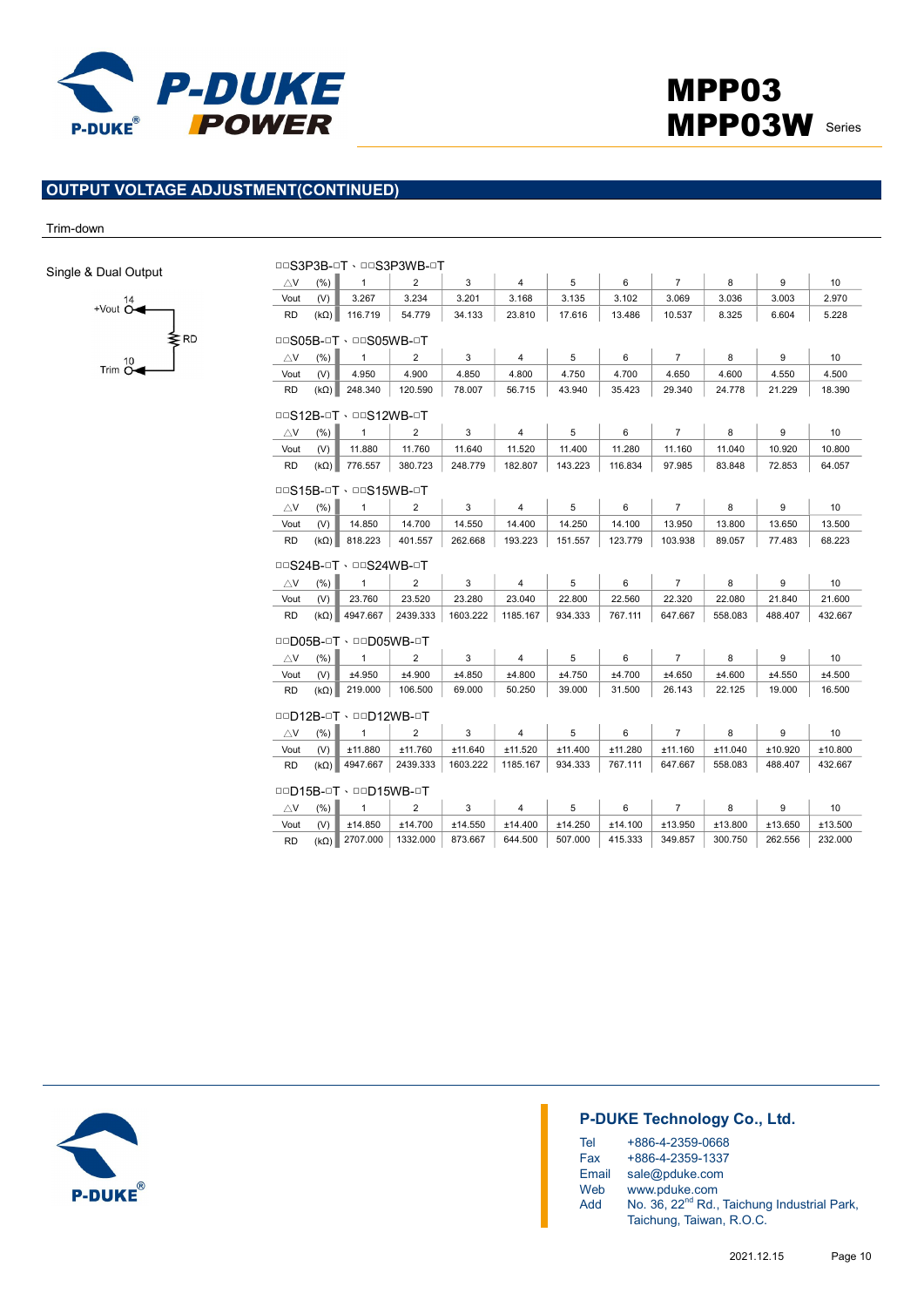## OUTPUT VOLTAGE ADJUSTMENT(CONTINUED)

Trim-down

Single & Dual Output

14
+Vout
RD
10
Trim

□□S3P3B-□T、□□S3P3WB-□T

| △V (%) | 1 | 2 | 3 | 4 | 5 | 6 | 7 | 8 | 9 | 10 |
|---|---|---|---|---|---|---|---|---|---|---|
| Vout (V) | 3.267 | 3.234 | 3.201 | 3.168 | 3.135 | 3.102 | 3.069 | 3.036 | 3.003 | 2.970 |
| RD (kΩ) | 116.719 | 54.779 | 34.133 | 23.810 | 17.616 | 13.486 | 10.537 | 8.325 | 6.604 | 5.228 |

□□S05B-□T、□□S05WB-□T

| △V (%) | 1 | 2 | 3 | 4 | 5 | 6 | 7 | 8 | 9 | 10 |
|---|---|---|---|---|---|---|---|---|---|---|
| Vout (V) | 4.950 | 4.900 | 4.850 | 4.800 | 4.750 | 4.700 | 4.650 | 4.600 | 4.550 | 4.500 |
| RD (kΩ) | 248.340 | 120.590 | 78.007 | 56.715 | 43.940 | 35.423 | 29.340 | 24.778 | 21.229 | 18.390 |

□□S12B-□T、□□S12WB-□T

| △V (%) | 1 | 2 | 3 | 4 | 5 | 6 | 7 | 8 | 9 | 10 |
|---|---|---|---|---|---|---|---|---|---|---|
| Vout (V) | 11.880 | 11.760 | 11.640 | 11.520 | 11.400 | 11.280 | 11.160 | 11.040 | 10.920 | 10.800 |
| RD (kΩ) | 776.557 | 380.723 | 248.779 | 182.807 | 143.223 | 116.834 | 97.985 | 83.848 | 72.853 | 64.057 |

□□S15B-□T、□□S15WB-□T

| △V (%) | 1 | 2 | 3 | 4 | 5 | 6 | 7 | 8 | 9 | 10 |
|---|---|---|---|---|---|---|---|---|---|---|
| Vout (V) | 14.850 | 14.700 | 14.550 | 14.400 | 14.250 | 14.100 | 13.950 | 13.800 | 13.650 | 13.500 |
| RD (kΩ) | 818.223 | 401.557 | 262.668 | 193.223 | 151.557 | 123.779 | 103.938 | 89.057 | 77.483 | 68.223 |

□□S24B-□T、□□S24WB-□T

| △V (%) | 1 | 2 | 3 | 4 | 5 | 6 | 7 | 8 | 9 | 10 |
|---|---|---|---|---|---|---|---|---|---|---|
| Vout (V) | 23.760 | 23.520 | 23.280 | 23.040 | 22.800 | 22.560 | 22.320 | 22.080 | 21.840 | 21.600 |
| RD (kΩ) | 4947.667 | 2439.333 | 1603.222 | 1185.167 | 934.333 | 767.111 | 647.667 | 558.083 | 488.407 | 432.667 |

□□D05B-□T、□□D05WB-□T

| △V (%) | 1 | 2 | 3 | 4 | 5 | 6 | 7 | 8 | 9 | 10 |
|---|---|---|---|---|---|---|---|---|---|---|
| Vout (V) | ±4.950 | ±4.900 | ±4.850 | ±4.800 | ±4.750 | ±4.700 | ±4.650 | ±4.600 | ±4.550 | ±4.500 |
| RD (kΩ) | 219.000 | 106.500 | 69.000 | 50.250 | 39.000 | 31.500 | 26.143 | 22.125 | 19.000 | 16.500 |

□□D12B-□T、□□D12WB-□T

| △V (%) | 1 | 2 | 3 | 4 | 5 | 6 | 7 | 8 | 9 | 10 |
|---|---|---|---|---|---|---|---|---|---|---|
| Vout (V) | ±11.880 | ±11.760 | ±11.640 | ±11.520 | ±11.400 | ±11.280 | ±11.160 | ±11.040 | ±10.920 | ±10.800 |
| RD (kΩ) | 4947.667 | 2439.333 | 1603.222 | 1185.167 | 934.333 | 767.111 | 647.667 | 558.083 | 488.407 | 432.667 |

□□D15B-□T、□□D15WB-□T

| △V (%) | 1 | 2 | 3 | 4 | 5 | 6 | 7 | 8 | 9 | 10 |
|---|---|---|---|---|---|---|---|---|---|---|
| Vout (V) | ±14.850 | ±14.700 | ±14.550 | ±14.400 | ±14.250 | ±14.100 | ±13.950 | ±13.800 | ±13.650 | ±13.500 |
| RD (kΩ) | 2707.000 | 1332.000 | 873.667 | 644.500 | 507.000 | 415.333 | 349.857 | 300.750 | 262.556 | 232.000 |

**P-DUKE Technology Co., Ltd.**

Tel +886-4-2359-0668
Fax +886-4-2359-1337
Email sale@pduke.com
Web www.pduke.com
Add No. 36, 22nd Rd., Taichung Industrial Park, Taichung, Taiwan, R.O.C.

2021.12.15